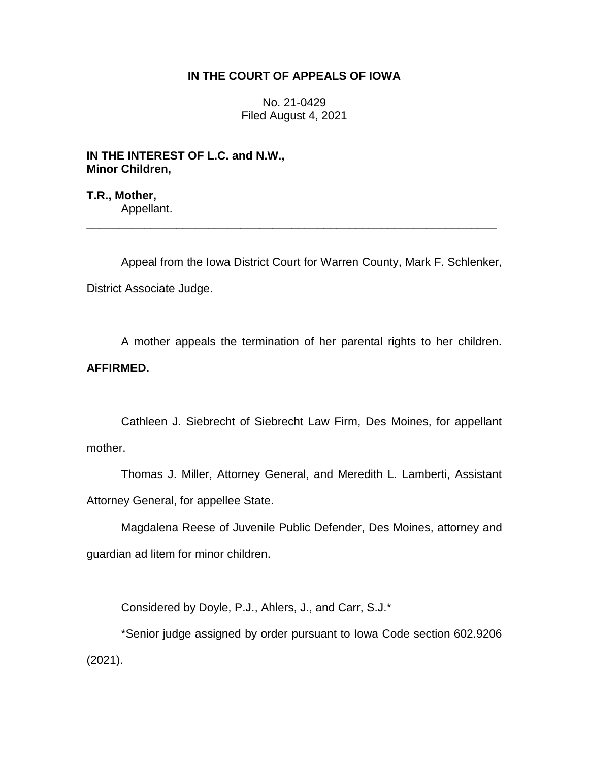**IN THE COURT OF APPEALS OF IOWA**

No. 21-0429
Filed August 4, 2021

**IN THE INTEREST OF L.C. and N.W., Minor Children,**

**T.R., Mother,**
Appellant.

---

Appeal from the Iowa District Court for Warren County, Mark F. Schlenker, District Associate Judge.

A mother appeals the termination of her parental rights to her children. **AFFIRMED.**

Cathleen J. Siebrecht of Siebrecht Law Firm, Des Moines, for appellant mother.

Thomas J. Miller, Attorney General, and Meredith L. Lamberti, Assistant Attorney General, for appellee State.

Magdalena Reese of Juvenile Public Defender, Des Moines, attorney and guardian ad litem for minor children.

Considered by Doyle, P.J., Ahlers, J., and Carr, S.J.*

*Senior judge assigned by order pursuant to Iowa Code section 602.9206 (2021).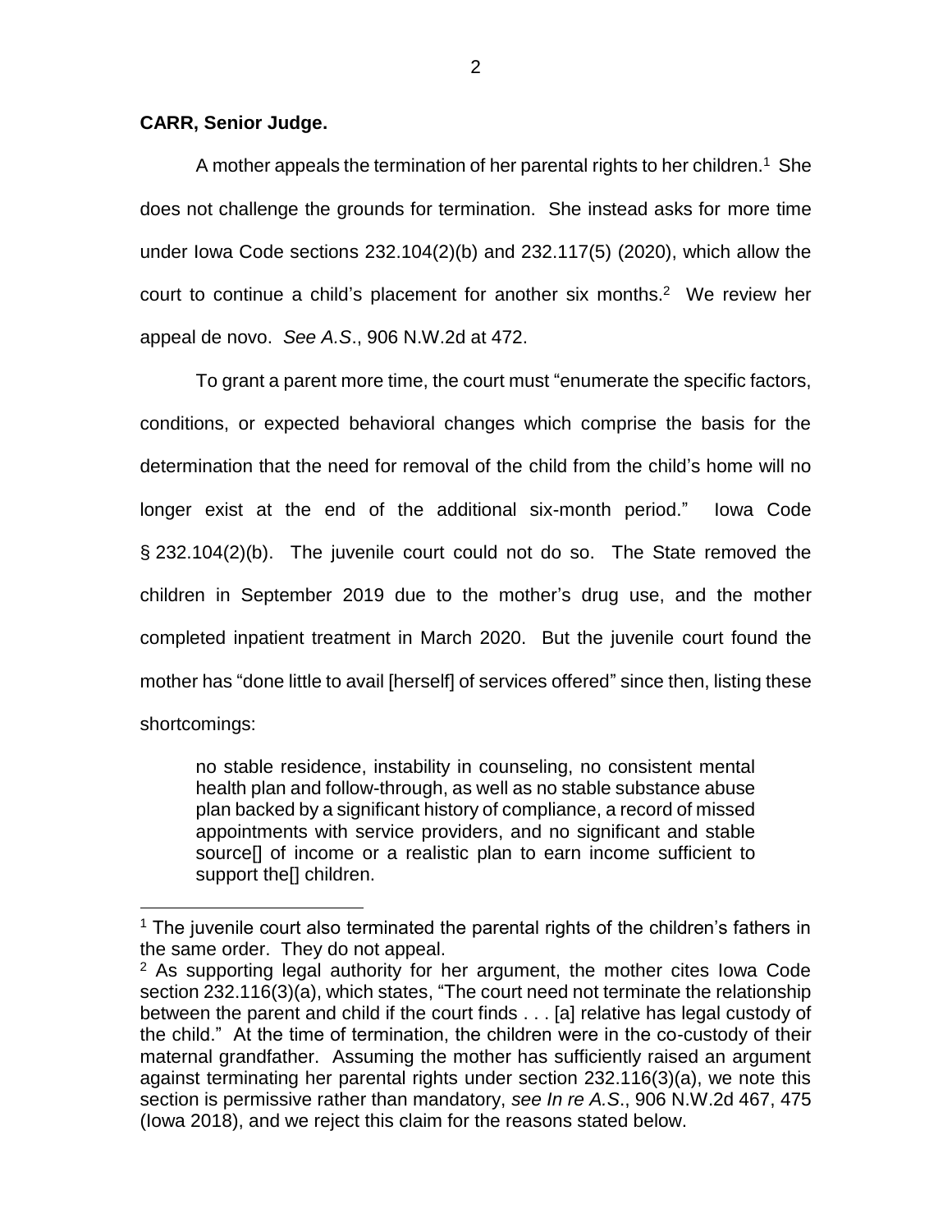**CARR, Senior Judge.**

A mother appeals the termination of her parental rights to her children.[1] She does not challenge the grounds for termination. She instead asks for more time under Iowa Code sections 232.104(2)(b) and 232.117(5) (2020), which allow the court to continue a child's placement for another six months.[2] We review her appeal de novo. *See A.S*., 906 N.W.2d at 472.

To grant a parent more time, the court must "enumerate the specific factors, conditions, or expected behavioral changes which comprise the basis for the determination that the need for removal of the child from the child's home will no longer exist at the end of the additional six-month period." Iowa Code § 232.104(2)(b). The juvenile court could not do so. The State removed the children in September 2019 due to the mother's drug use, and the mother completed inpatient treatment in March 2020. But the juvenile court found the mother has "done little to avail [herself] of services offered" since then, listing these shortcomings:

> no stable residence, instability in counseling, no consistent mental health plan and follow-through, as well as no stable substance abuse plan backed by a significant history of compliance, a record of missed appointments with service providers, and no significant and stable source[] of income or a realistic plan to earn income sufficient to support the[] children.

---

[1] The juvenile court also terminated the parental rights of the children's fathers in the same order. They do not appeal.

[2] As supporting legal authority for her argument, the mother cites Iowa Code section 232.116(3)(a), which states, "The court need not terminate the relationship between the parent and child if the court finds . . . [a] relative has legal custody of the child." At the time of termination, the children were in the co-custody of their maternal grandfather. Assuming the mother has sufficiently raised an argument against terminating her parental rights under section 232.116(3)(a), we note this section is permissive rather than mandatory, *see In re A.S*., 906 N.W.2d 467, 475 (Iowa 2018), and we reject this claim for the reasons stated below.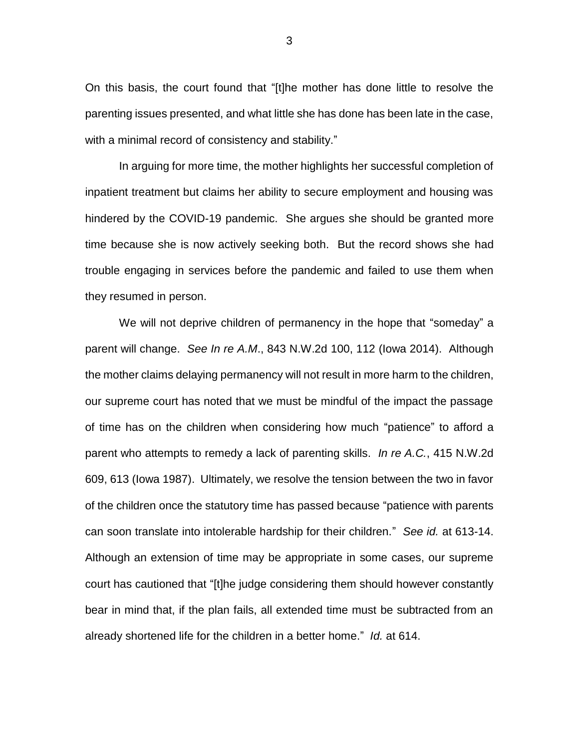On this basis, the court found that "[t]he mother has done little to resolve the parenting issues presented, and what little she has done has been late in the case, with a minimal record of consistency and stability."

In arguing for more time, the mother highlights her successful completion of inpatient treatment but claims her ability to secure employment and housing was hindered by the COVID-19 pandemic. She argues she should be granted more time because she is now actively seeking both. But the record shows she had trouble engaging in services before the pandemic and failed to use them when they resumed in person.

We will not deprive children of permanency in the hope that "someday" a parent will change. *See In re A.M*., 843 N.W.2d 100, 112 (Iowa 2014). Although the mother claims delaying permanency will not result in more harm to the children, our supreme court has noted that we must be mindful of the impact the passage of time has on the children when considering how much "patience" to afford a parent who attempts to remedy a lack of parenting skills. *In re A.C.*, 415 N.W.2d 609, 613 (Iowa 1987). Ultimately, we resolve the tension between the two in favor of the children once the statutory time has passed because "patience with parents can soon translate into intolerable hardship for their children." *See id.* at 613-14. Although an extension of time may be appropriate in some cases, our supreme court has cautioned that "[t]he judge considering them should however constantly bear in mind that, if the plan fails, all extended time must be subtracted from an already shortened life for the children in a better home." *Id.* at 614.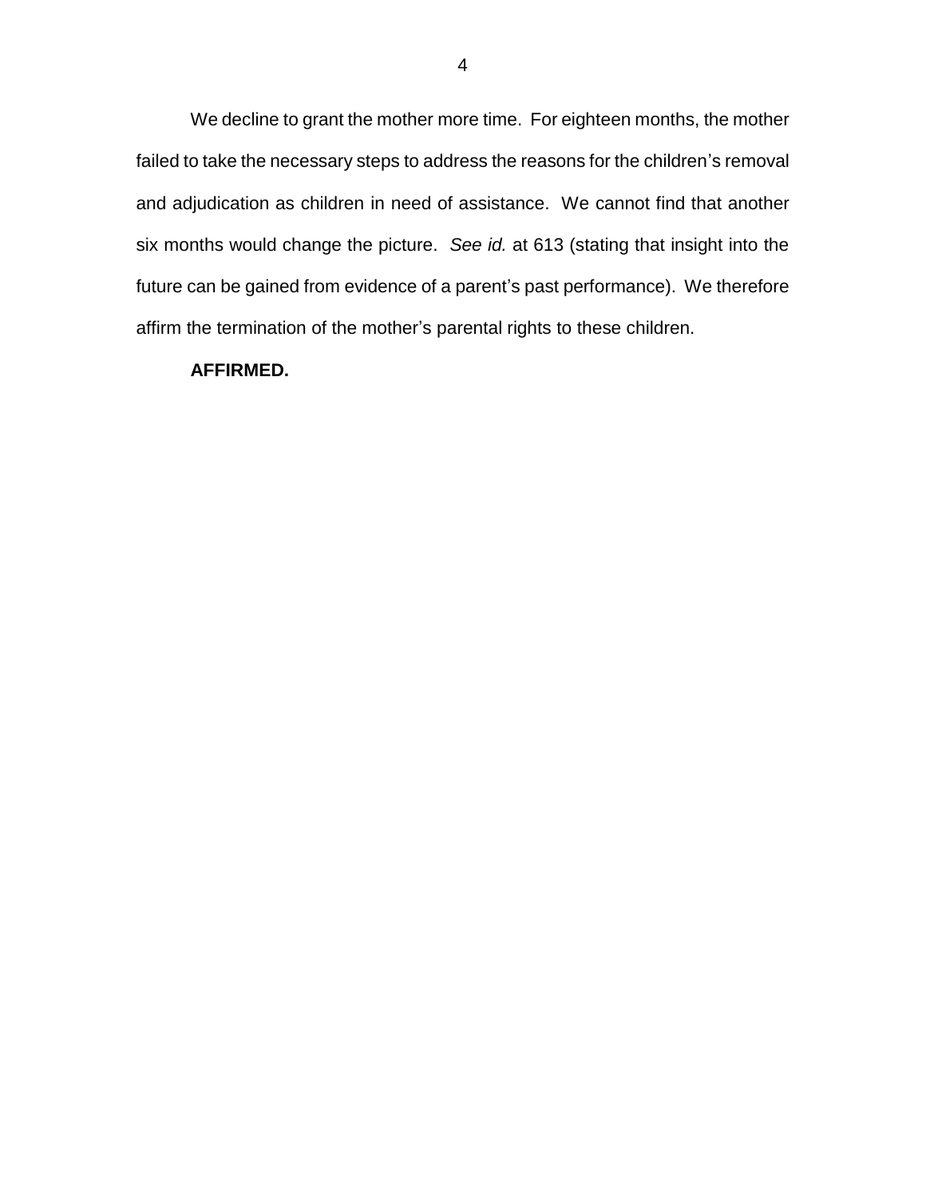We decline to grant the mother more time. For eighteen months, the mother failed to take the necessary steps to address the reasons for the children's removal and adjudication as children in need of assistance. We cannot find that another six months would change the picture. *See id.* at 613 (stating that insight into the future can be gained from evidence of a parent's past performance). We therefore affirm the termination of the mother's parental rights to these children.

**AFFIRMED.**